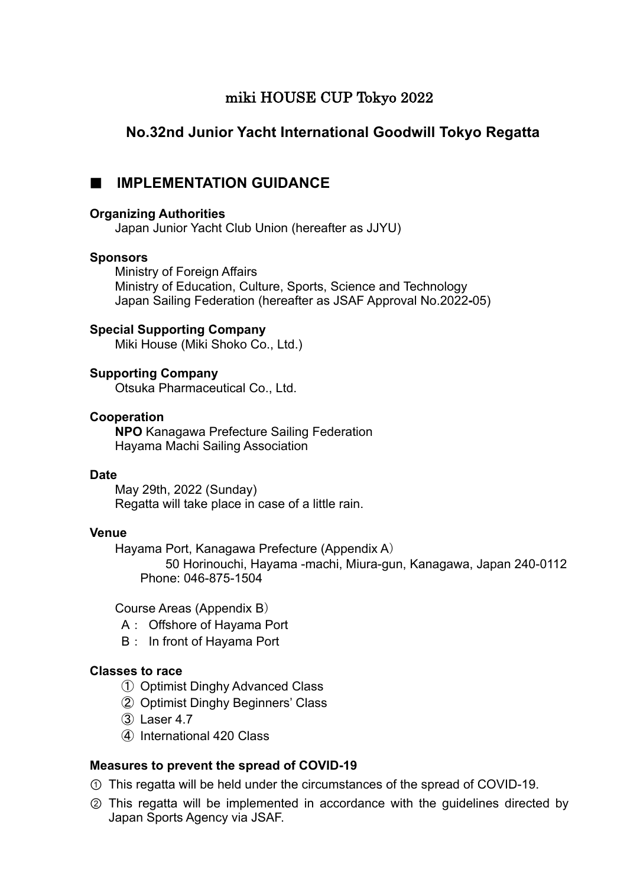# miki HOUSE CUP Tokyo 2022

## No.32nd Junior Yacht International Goodwill Tokyo Regatta

## ■ IMPLEMENTATION GUIDANCE

**Organizing Authorities**

Japan Junior Yacht Club Union (hereafter as JJYU)

**Sponsors**

Ministry of Foreign Affairs
Ministry of Education, Culture, Sports, Science and Technology
Japan Sailing Federation (hereafter as JSAF Approval No.2022-05)

**Special Supporting Company**

Miki House (Miki Shoko Co., Ltd.)

**Supporting Company**

Otsuka Pharmaceutical Co., Ltd.

**Cooperation**

**NPO** Kanagawa Prefecture Sailing Federation
Hayama Machi Sailing Association

**Date**

May 29th, 2022 (Sunday)
Regatta will take place in case of a little rain.

**Venue**

Hayama Port, Kanagawa Prefecture (Appendix A）
50 Horinouchi, Hayama -machi, Miura-gun, Kanagawa, Japan 240-0112
Phone: 046-875-1504

Course Areas (Appendix B）

A： Offshore of Hayama Port
B： In front of Hayama Port

**Classes to race**

① Optimist Dinghy Advanced Class
② Optimist Dinghy Beginners' Class
③ Laser 4.7
④ International 420 Class

**Measures to prevent the spread of COVID-19**

① This regatta will be held under the circumstances of the spread of COVID-19.
② This regatta will be implemented in accordance with the guidelines directed by Japan Sports Agency via JSAF.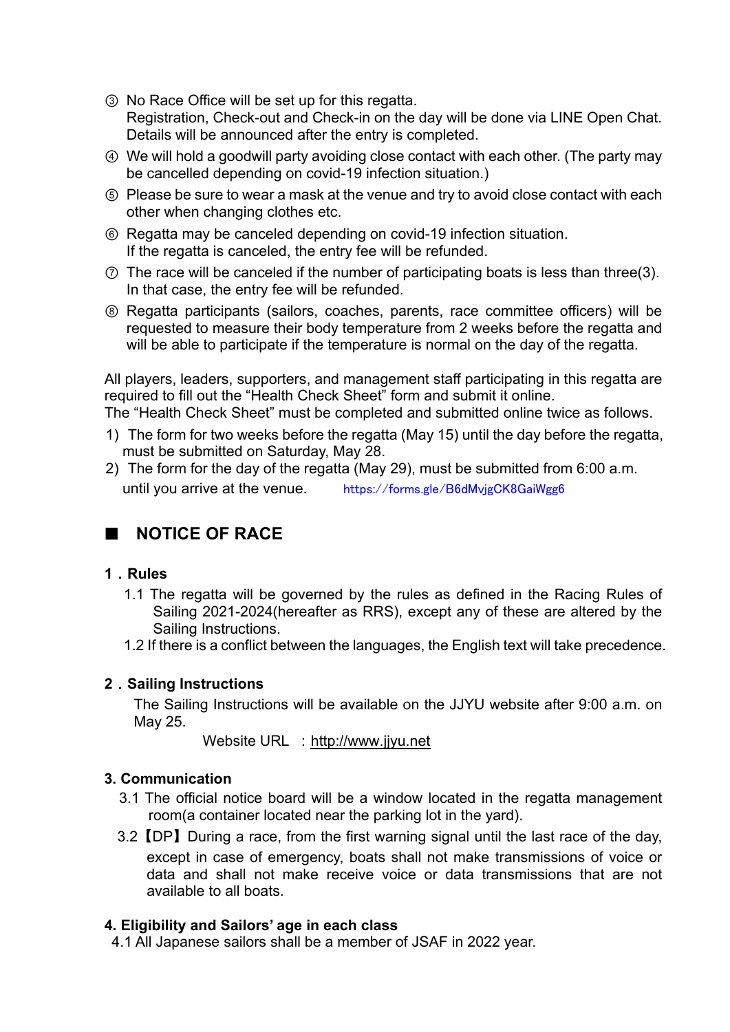③ No Race Office will be set up for this regatta.
Registration, Check-out and Check-in on the day will be done via LINE Open Chat. Details will be announced after the entry is completed.

④ We will hold a goodwill party avoiding close contact with each other. (The party may be cancelled depending on covid-19 infection situation.)

⑤ Please be sure to wear a mask at the venue and try to avoid close contact with each other when changing clothes etc.

⑥ Regatta may be canceled depending on covid-19 infection situation.
If the regatta is canceled, the entry fee will be refunded.

⑦ The race will be canceled if the number of participating boats is less than three(3).
In that case, the entry fee will be refunded.

⑧ Regatta participants (sailors, coaches, parents, race committee officers) will be requested to measure their body temperature from 2 weeks before the regatta and will be able to participate if the temperature is normal on the day of the regatta.

All players, leaders, supporters, and management staff participating in this regatta are required to fill out the "Health Check Sheet" form and submit it online.
The "Health Check Sheet" must be completed and submitted online twice as follows.

1) The form for two weeks before the regatta (May 15) until the day before the regatta, must be submitted on Saturday, May 28.
2) The form for the day of the regatta (May 29), must be submitted from 6:00 a.m. until you arrive at the venue. https://forms.gle/B6dMvjgCK8GaiWgg6

## ■ NOTICE OF RACE

### 1．Rules

1.1 The regatta will be governed by the rules as defined in the Racing Rules of Sailing 2021-2024(hereafter as RRS), except any of these are altered by the Sailing Instructions.

1.2 If there is a conflict between the languages, the English text will take precedence.

### 2．Sailing Instructions

The Sailing Instructions will be available on the JJYU website after 9:00 a.m. on May 25.

Website URL ：http://www.jjyu.net

### 3. Communication

3.1 The official notice board will be a window located in the regatta management room(a container located near the parking lot in the yard).

3.2【DP】During a race, from the first warning signal until the last race of the day, except in case of emergency, boats shall not make transmissions of voice or data and shall not make receive voice or data transmissions that are not available to all boats.

### 4. Eligibility and Sailors' age in each class

4.1 All Japanese sailors shall be a member of JSAF in 2022 year.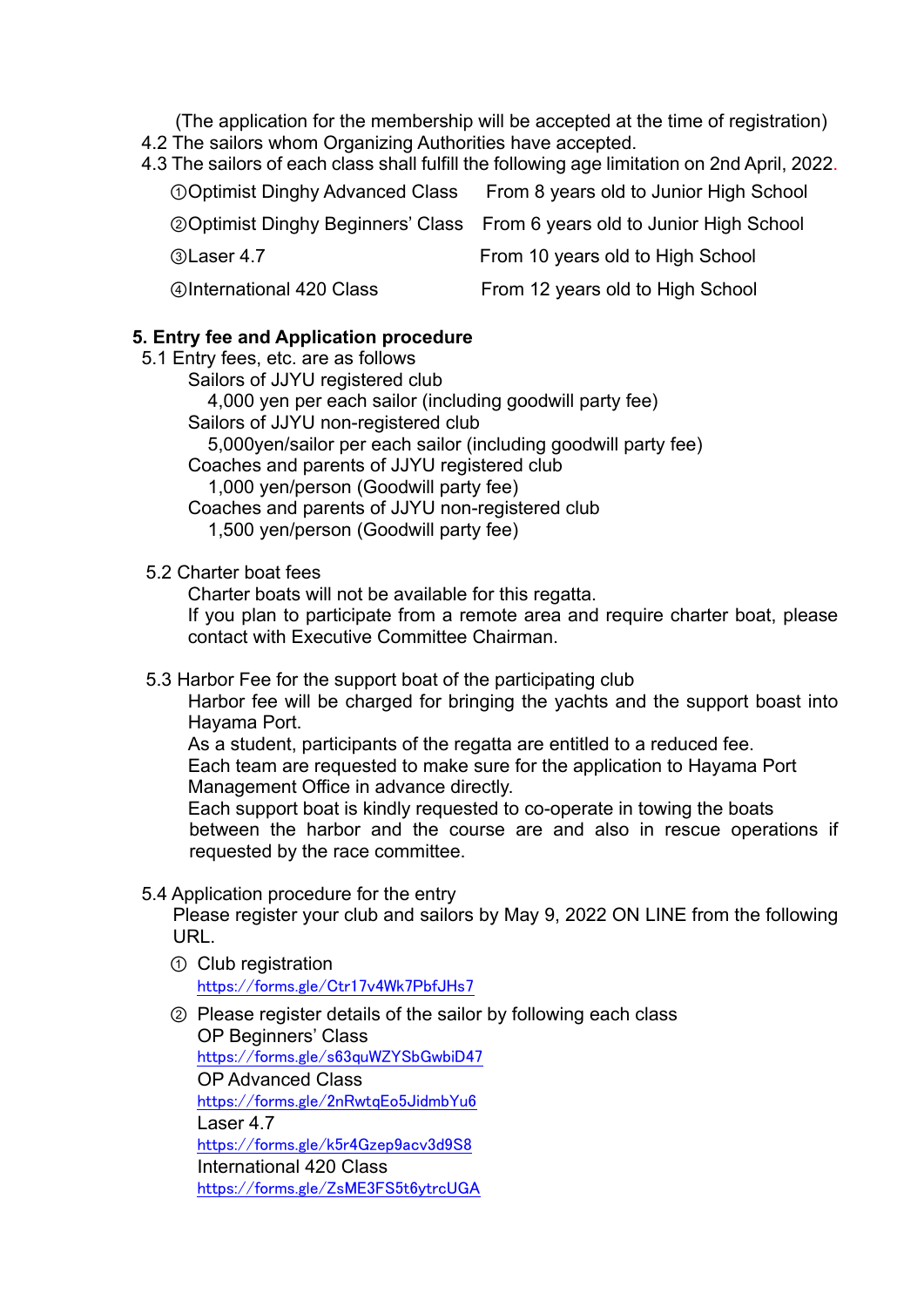(The application for the membership will be accepted at the time of registration)

4.2 The sailors whom Organizing Authorities have accepted.

4.3 The sailors of each class shall fulfill the following age limitation on 2nd April, 2022.

| | |
|---|---|
| ①Optimist Dinghy Advanced Class | From 8 years old to Junior High School |
| ②Optimist Dinghy Beginners' Class | From 6 years old to Junior High School |
| ③Laser 4.7 | From 10 years old to High School |
| ④International 420 Class | From 12 years old to High School |

**5. Entry fee and Application procedure**

5.1 Entry fees, etc. are as follows

Sailors of JJYU registered club
  4,000 yen per each sailor (including goodwill party fee)

Sailors of JJYU non-registered club
  5,000yen/sailor per each sailor (including goodwill party fee)

Coaches and parents of JJYU registered club
  1,000 yen/person (Goodwill party fee)

Coaches and parents of JJYU non-registered club
  1,500 yen/person (Goodwill party fee)

5.2 Charter boat fees

Charter boats will not be available for this regatta.
If you plan to participate from a remote area and require charter boat, please contact with Executive Committee Chairman.

5.3 Harbor Fee for the support boat of the participating club

Harbor fee will be charged for bringing the yachts and the support boast into Hayama Port.
As a student, participants of the regatta are entitled to a reduced fee.
Each team are requested to make sure for the application to Hayama Port Management Office in advance directly.
Each support boat is kindly requested to co-operate in towing the boats between the harbor and the course are and also in rescue operations if requested by the race committee.

5.4 Application procedure for the entry

Please register your club and sailors by May 9, 2022 ON LINE from the following URL.

① Club registration
https://forms.gle/Ctr17v4Wk7PbfJHs7

② Please register details of the sailor by following each class
OP Beginners' Class
https://forms.gle/s63quWZYSbGwbiD47
OP Advanced Class
https://forms.gle/2nRwtqEo5JidmbYu6
Laser 4.7
https://forms.gle/k5r4Gzep9acv3d9S8
International 420 Class
https://forms.gle/ZsME3FS5t6ytrcUGA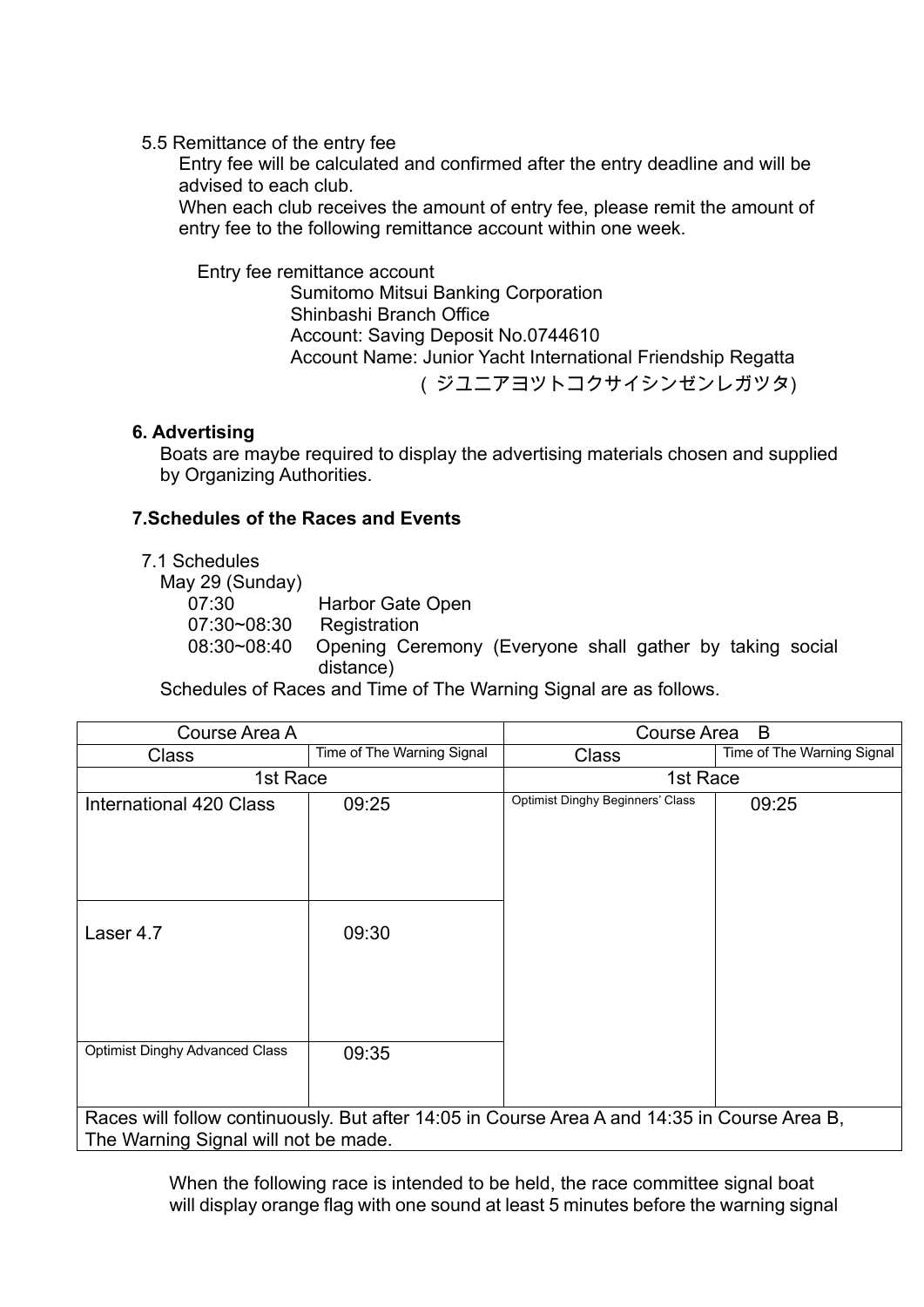5.5 Remittance of the entry fee

Entry fee will be calculated and confirmed after the entry deadline and will be advised to each club.

When each club receives the amount of entry fee, please remit the amount of entry fee to the following remittance account within one week.

Entry fee remittance account

Sumitomo Mitsui Banking Corporation
Shinbashi Branch Office
Account: Saving Deposit No.0744610
Account Name: Junior Yacht International Friendship Regatta
（ジユニアヨツトコクサイシンゼンレガツタ)

## 6. Advertising

Boats are maybe required to display the advertising materials chosen and supplied by Organizing Authorities.

## 7.Schedules of the Races and Events

7.1 Schedules

May 29 (Sunday)

- 07:30 Harbor Gate Open
- 07:30~08:30 Registration
- 08:30~08:40 Opening Ceremony (Everyone shall gather by taking social distance)

Schedules of Races and Time of The Warning Signal are as follows.

| Course Area A | | Course Area B | |
|---|---|---|---|
| Class | Time of The Warning Signal | Class | Time of The Warning Signal |
| 1st Race | | 1st Race | |
| International 420 Class | 09:25 | Optimist Dinghy Beginners' Class | 09:25 |
| Laser 4.7 | 09:30 | | |
| Optimist Dinghy Advanced Class | 09:35 | | |
| Races will follow continuously. But after 14:05 in Course Area A and 14:35 in Course Area B, The Warning Signal will not be made. | | | |

When the following race is intended to be held, the race committee signal boat will display orange flag with one sound at least 5 minutes before the warning signal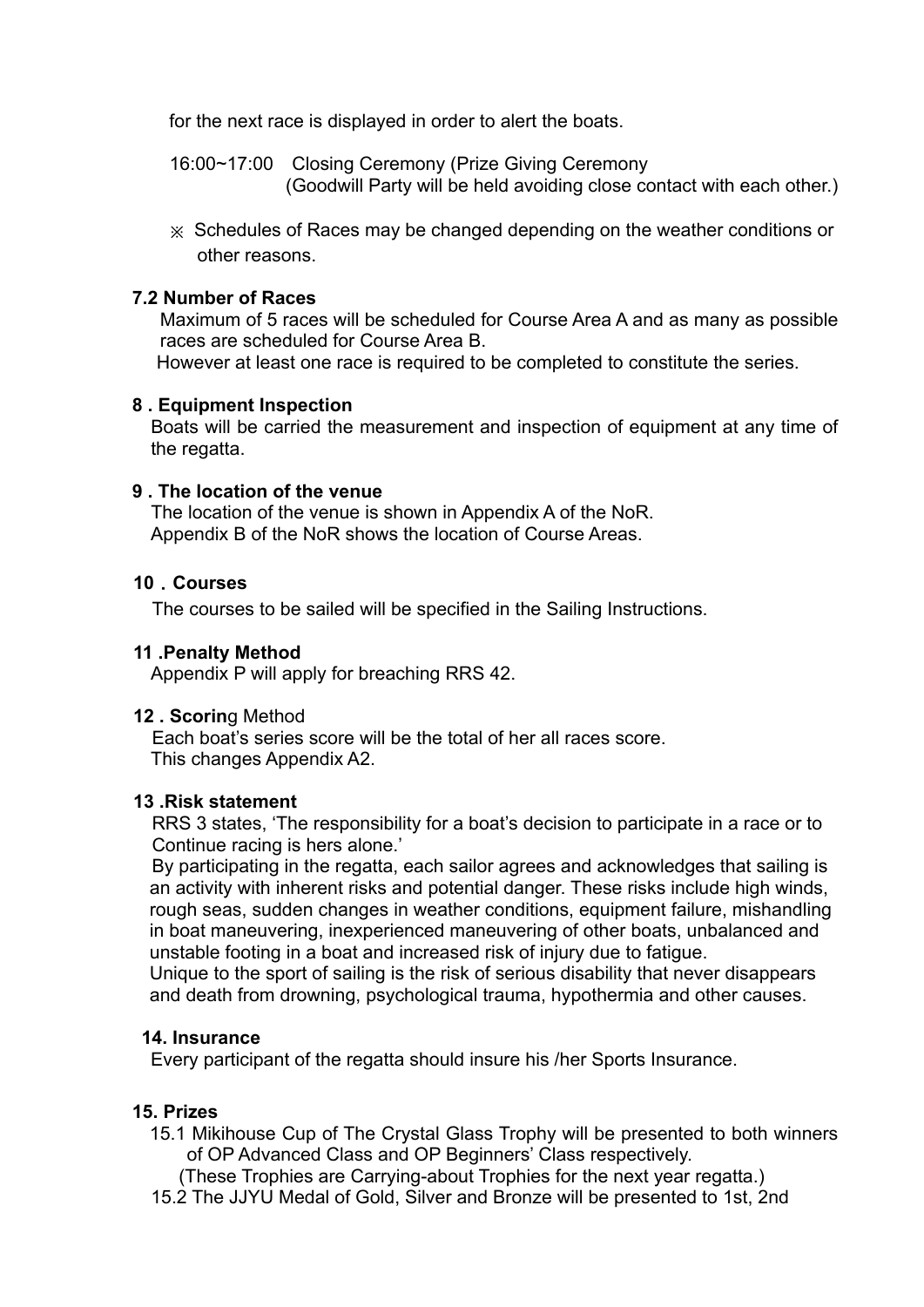for the next race is displayed in order to alert the boats.

16:00~17:00　Closing Ceremony (Prize Giving Ceremony
(Goodwill Party will be held avoiding close contact with each other.)

※ Schedules of Races may be changed depending on the weather conditions or other reasons.

**7.2 Number of Races**

Maximum of 5 races will be scheduled for Course Area A and as many as possible races are scheduled for Course Area B.
However at least one race is required to be completed to constitute the series.

**8 . Equipment Inspection**

Boats will be carried the measurement and inspection of equipment at any time of the regatta.

**9 . The location of the venue**

The location of the venue is shown in Appendix A of the NoR.
Appendix B of the NoR shows the location of Course Areas.

**10．Courses**

The courses to be sailed will be specified in the Sailing Instructions.

**11 .Penalty Method**

Appendix P will apply for breaching RRS 42.

**12 . Scorin**g Method

Each boat's series score will be the total of her all races score.
This changes Appendix A2.

**13 .Risk statement**

RRS 3 states, 'The responsibility for a boat's decision to participate in a race or to Continue racing is hers alone.'
By participating in the regatta, each sailor agrees and acknowledges that sailing is an activity with inherent risks and potential danger. These risks include high winds, rough seas, sudden changes in weather conditions, equipment failure, mishandling in boat maneuvering, inexperienced maneuvering of other boats, unbalanced and unstable footing in a boat and increased risk of injury due to fatigue.
Unique to the sport of sailing is the risk of serious disability that never disappears and death from drowning, psychological trauma, hypothermia and other causes.

**14. Insurance**

Every participant of the regatta should insure his /her Sports Insurance.

**15. Prizes**

15.1 Mikihouse Cup of The Crystal Glass Trophy will be presented to both winners of OP Advanced Class and OP Beginners' Class respectively.
(These Trophies are Carrying-about Trophies for the next year regatta.)
15.2 The JJYU Medal of Gold, Silver and Bronze will be presented to 1st, 2nd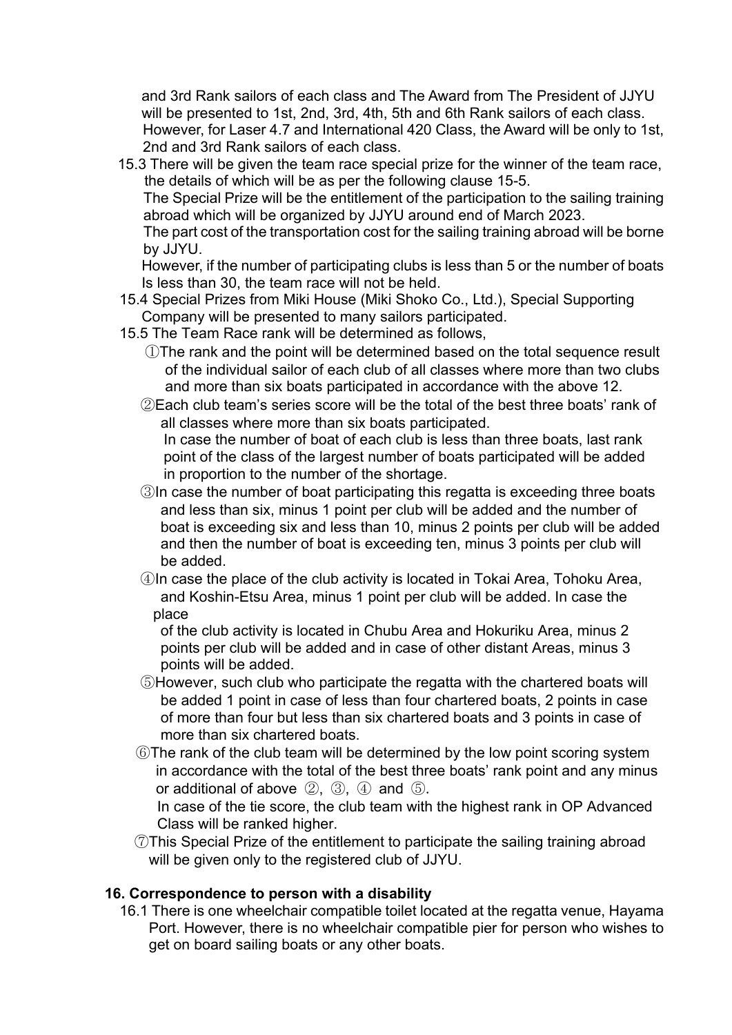and 3rd Rank sailors of each class and The Award from The President of JJYU will be presented to 1st, 2nd, 3rd, 4th, 5th and 6th Rank sailors of each class. However, for Laser 4.7 and International 420 Class, the Award will be only to 1st, 2nd and 3rd Rank sailors of each class.

15.3 There will be given the team race special prize for the winner of the team race, the details of which will be as per the following clause 15-5.
The Special Prize will be the entitlement of the participation to the sailing training abroad which will be organized by JJYU around end of March 2023.
The part cost of the transportation cost for the sailing training abroad will be borne by JJYU.
However, if the number of participating clubs is less than 5 or the number of boats Is less than 30, the team race will not be held.

15.4 Special Prizes from Miki House (Miki Shoko Co., Ltd.), Special Supporting Company will be presented to many sailors participated.

15.5 The Team Race rank will be determined as follows,

①The rank and the point will be determined based on the total sequence result of the individual sailor of each club of all classes where more than two clubs and more than six boats participated in accordance with the above 12.

②Each club team's series score will be the total of the best three boats' rank of all classes where more than six boats participated.
In case the number of boat of each club is less than three boats, last rank point of the class of the largest number of boats participated will be added in proportion to the number of the shortage.

③In case the number of boat participating this regatta is exceeding three boats and less than six, minus 1 point per club will be added and the number of boat is exceeding six and less than 10, minus 2 points per club will be added and then the number of boat is exceeding ten, minus 3 points per club will be added.

④In case the place of the club activity is located in Tokai Area, Tohoku Area, and Koshin-Etsu Area, minus 1 point per club will be added. In case the place of the club activity is located in Chubu Area and Hokuriku Area, minus 2 points per club will be added and in case of other distant Areas, minus 3 points will be added.

⑤However, such club who participate the regatta with the chartered boats will be added 1 point in case of less than four chartered boats, 2 points in case of more than four but less than six chartered boats and 3 points in case of more than six chartered boats.

⑥The rank of the club team will be determined by the low point scoring system in accordance with the total of the best three boats' rank point and any minus or additional of above ②, ③, ④ and ⑤.
In case of the tie score, the club team with the highest rank in OP Advanced Class will be ranked higher.

⑦This Special Prize of the entitlement to participate the sailing training abroad will be given only to the registered club of JJYU.

**16. Correspondence to person with a disability**

16.1 There is one wheelchair compatible toilet located at the regatta venue, Hayama Port. However, there is no wheelchair compatible pier for person who wishes to get on board sailing boats or any other boats.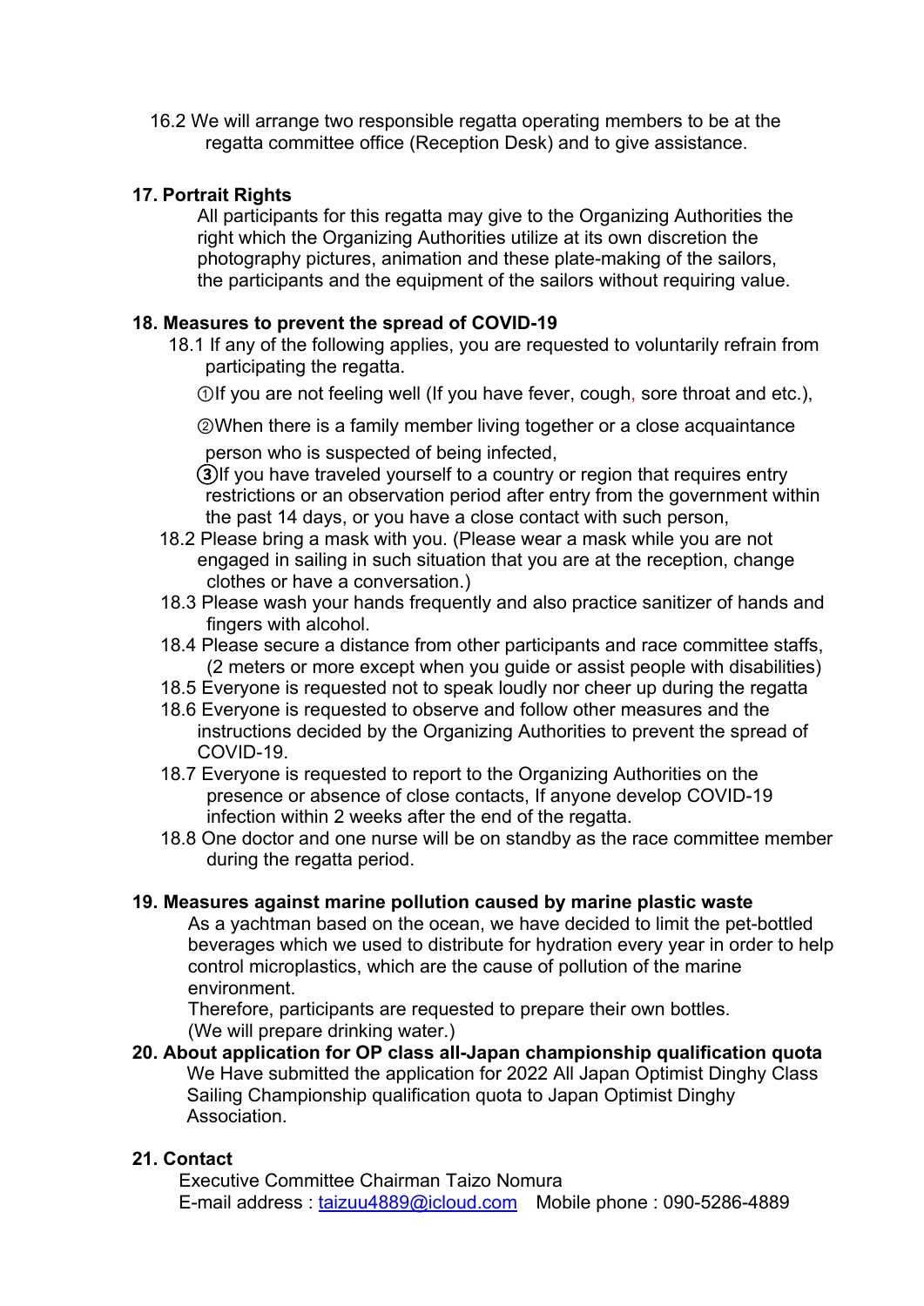16.2 We will arrange two responsible regatta operating members to be at the regatta committee office (Reception Desk) and to give assistance.

**17. Portrait Rights**

All participants for this regatta may give to the Organizing Authorities the right which the Organizing Authorities utilize at its own discretion the photography pictures, animation and these plate-making of the sailors, the participants and the equipment of the sailors without requiring value.

**18. Measures to prevent the spread of COVID-19**

18.1 If any of the following applies, you are requested to voluntarily refrain from participating the regatta.

①If you are not feeling well (If you have fever, cough, sore throat and etc.),

②When there is a family member living together or a close acquaintance person who is suspected of being infected,

③If you have traveled yourself to a country or region that requires entry restrictions or an observation period after entry from the government within the past 14 days, or you have a close contact with such person,

18.2 Please bring a mask with you. (Please wear a mask while you are not engaged in sailing in such situation that you are at the reception, change clothes or have a conversation.)

18.3 Please wash your hands frequently and also practice sanitizer of hands and fingers with alcohol.

18.4 Please secure a distance from other participants and race committee staffs, (2 meters or more except when you guide or assist people with disabilities)

18.5 Everyone is requested not to speak loudly nor cheer up during the regatta

18.6 Everyone is requested to observe and follow other measures and the instructions decided by the Organizing Authorities to prevent the spread of COVID-19.

18.7 Everyone is requested to report to the Organizing Authorities on the presence or absence of close contacts, If anyone develop COVID-19 infection within 2 weeks after the end of the regatta.

18.8 One doctor and one nurse will be on standby as the race committee member during the regatta period.

**19. Measures against marine pollution caused by marine plastic waste**

As a yachtman based on the ocean, we have decided to limit the pet-bottled beverages which we used to distribute for hydration every year in order to help control microplastics, which are the cause of pollution of the marine environment.

Therefore, participants are requested to prepare their own bottles.
(We will prepare drinking water.)

**20. About application for OP class all-Japan championship qualification quota**

We Have submitted the application for 2022 All Japan Optimist Dinghy Class Sailing Championship qualification quota to Japan Optimist Dinghy Association.

**21. Contact**

Executive Committee Chairman Taizo Nomura
E-mail address : taizuu4889@icloud.com Mobile phone : 090-5286-4889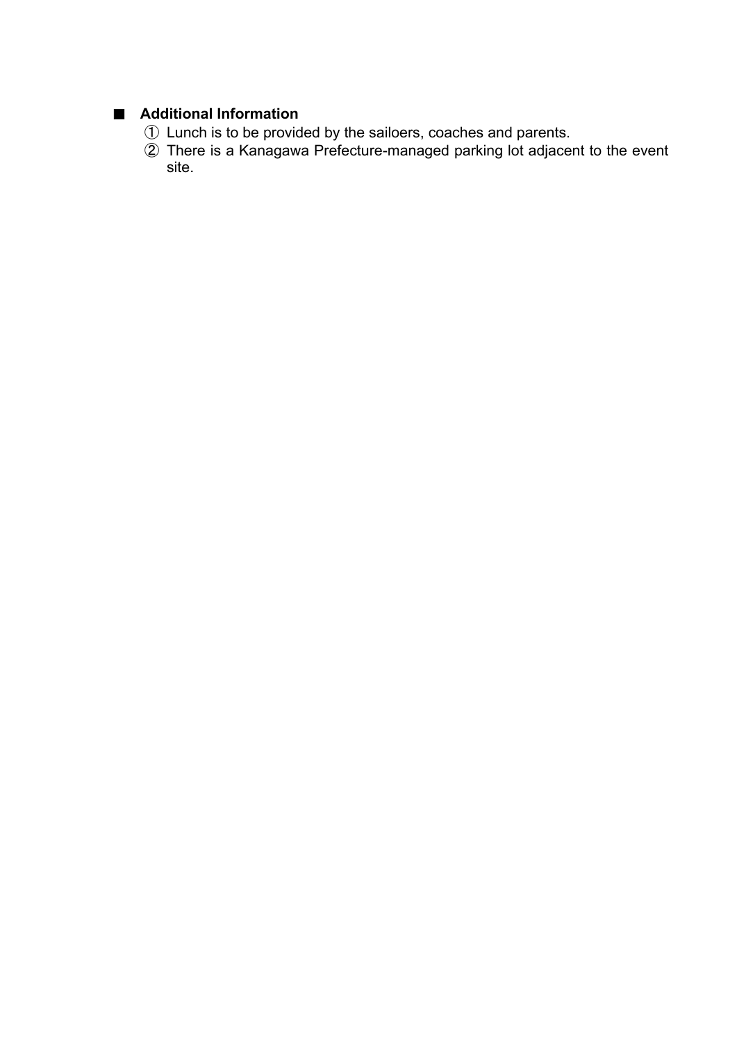■ **Additional Information**

① Lunch is to be provided by the sailoers, coaches and parents.

② There is a Kanagawa Prefecture-managed parking lot adjacent to the event site.